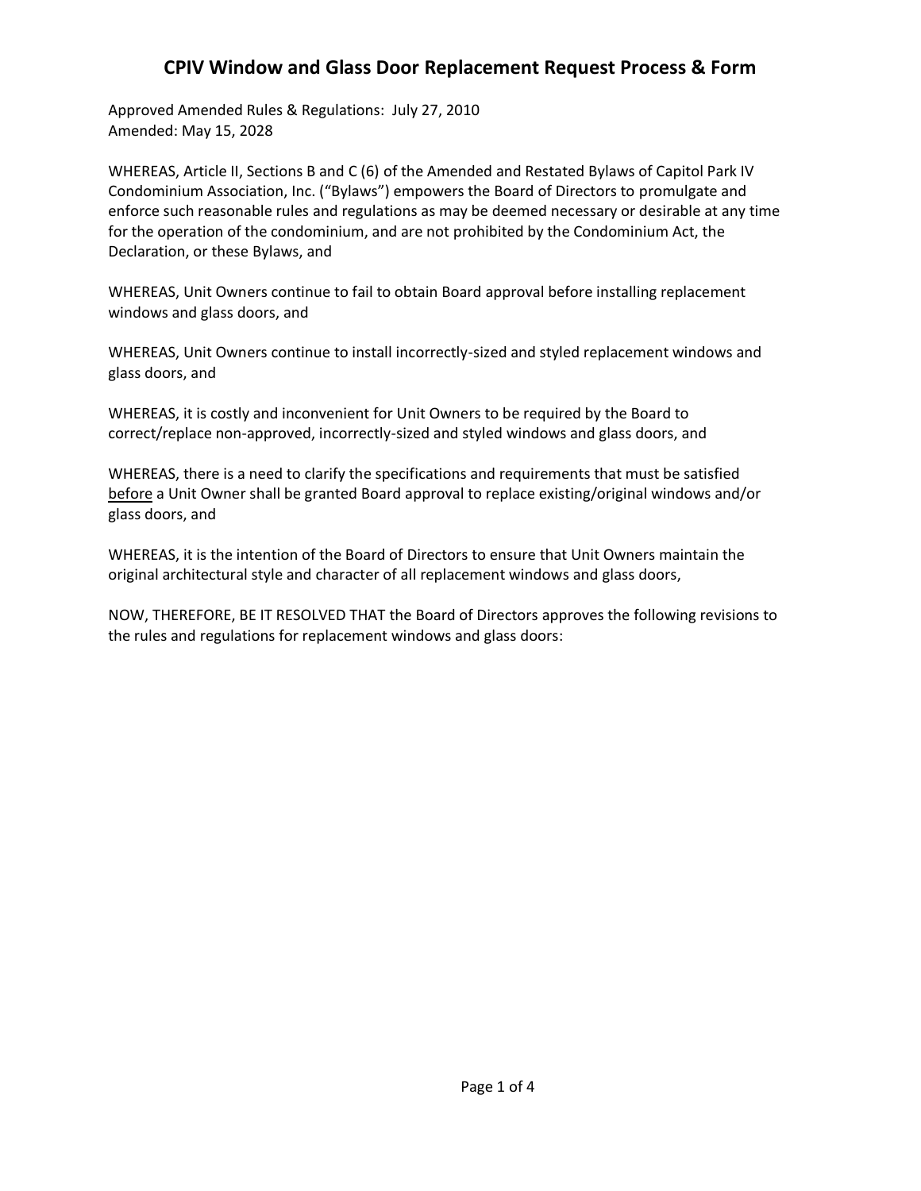# CPIV Window and Glass Door Replacement Request Process & Form

Approved Amended Rules & Regulations: July 27, 2010
Amended: May 15, 2028

WHEREAS, Article II, Sections B and C (6) of the Amended and Restated Bylaws of Capitol Park IV Condominium Association, Inc. ("Bylaws") empowers the Board of Directors to promulgate and enforce such reasonable rules and regulations as may be deemed necessary or desirable at any time for the operation of the condominium, and are not prohibited by the Condominium Act, the Declaration, or these Bylaws, and

WHEREAS, Unit Owners continue to fail to obtain Board approval before installing replacement windows and glass doors, and

WHEREAS, Unit Owners continue to install incorrectly-sized and styled replacement windows and glass doors, and

WHEREAS, it is costly and inconvenient for Unit Owners to be required by the Board to correct/replace non-approved, incorrectly-sized and styled windows and glass doors, and

WHEREAS, there is a need to clarify the specifications and requirements that must be satisfied <u>before</u> a Unit Owner shall be granted Board approval to replace existing/original windows and/or glass doors, and

WHEREAS, it is the intention of the Board of Directors to ensure that Unit Owners maintain the original architectural style and character of all replacement windows and glass doors,

NOW, THEREFORE, BE IT RESOLVED THAT the Board of Directors approves the following revisions to the rules and regulations for replacement windows and glass doors: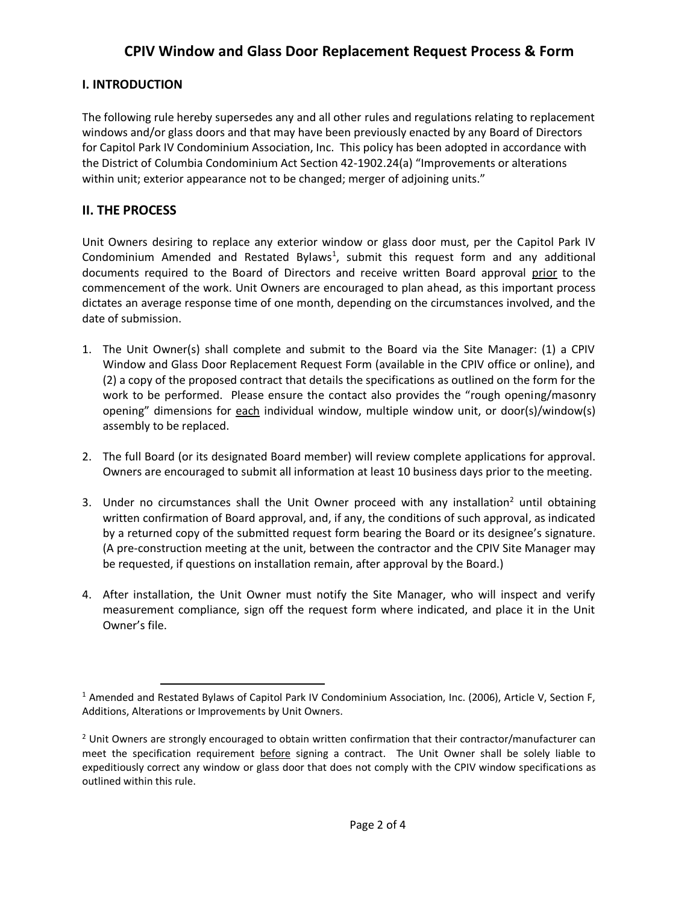# CPIV Window and Glass Door Replacement Request Process & Form

## I. INTRODUCTION

The following rule hereby supersedes any and all other rules and regulations relating to replacement windows and/or glass doors and that may have been previously enacted by any Board of Directors for Capitol Park IV Condominium Association, Inc. This policy has been adopted in accordance with the District of Columbia Condominium Act Section 42-1902.24(a) "Improvements or alterations within unit; exterior appearance not to be changed; merger of adjoining units."

## II. THE PROCESS

Unit Owners desiring to replace any exterior window or glass door must, per the Capitol Park IV Condominium Amended and Restated Bylaws[1], submit this request form and any additional documents required to the Board of Directors and receive written Board approval <u>prior</u> to the commencement of the work. Unit Owners are encouraged to plan ahead, as this important process dictates an average response time of one month, depending on the circumstances involved, and the date of submission.

1. The Unit Owner(s) shall complete and submit to the Board via the Site Manager: (1) a CPIV Window and Glass Door Replacement Request Form (available in the CPIV office or online), and (2) a copy of the proposed contract that details the specifications as outlined on the form for the work to be performed. Please ensure the contact also provides the "rough opening/masonry opening" dimensions for <u>each</u> individual window, multiple window unit, or door(s)/window(s) assembly to be replaced.

2. The full Board (or its designated Board member) will review complete applications for approval. Owners are encouraged to submit all information at least 10 business days prior to the meeting.

3. Under no circumstances shall the Unit Owner proceed with any installation[2] until obtaining written confirmation of Board approval, and, if any, the conditions of such approval, as indicated by a returned copy of the submitted request form bearing the Board or its designee's signature. (A pre-construction meeting at the unit, between the contractor and the CPIV Site Manager may be requested, if questions on installation remain, after approval by the Board.)

4. After installation, the Unit Owner must notify the Site Manager, who will inspect and verify measurement compliance, sign off the request form where indicated, and place it in the Unit Owner's file.

---

[1] Amended and Restated Bylaws of Capitol Park IV Condominium Association, Inc. (2006), Article V, Section F, Additions, Alterations or Improvements by Unit Owners.

[2] Unit Owners are strongly encouraged to obtain written confirmation that their contractor/manufacturer can meet the specification requirement <u>before</u> signing a contract. The Unit Owner shall be solely liable to expeditiously correct any window or glass door that does not comply with the CPIV window specifications as outlined within this rule.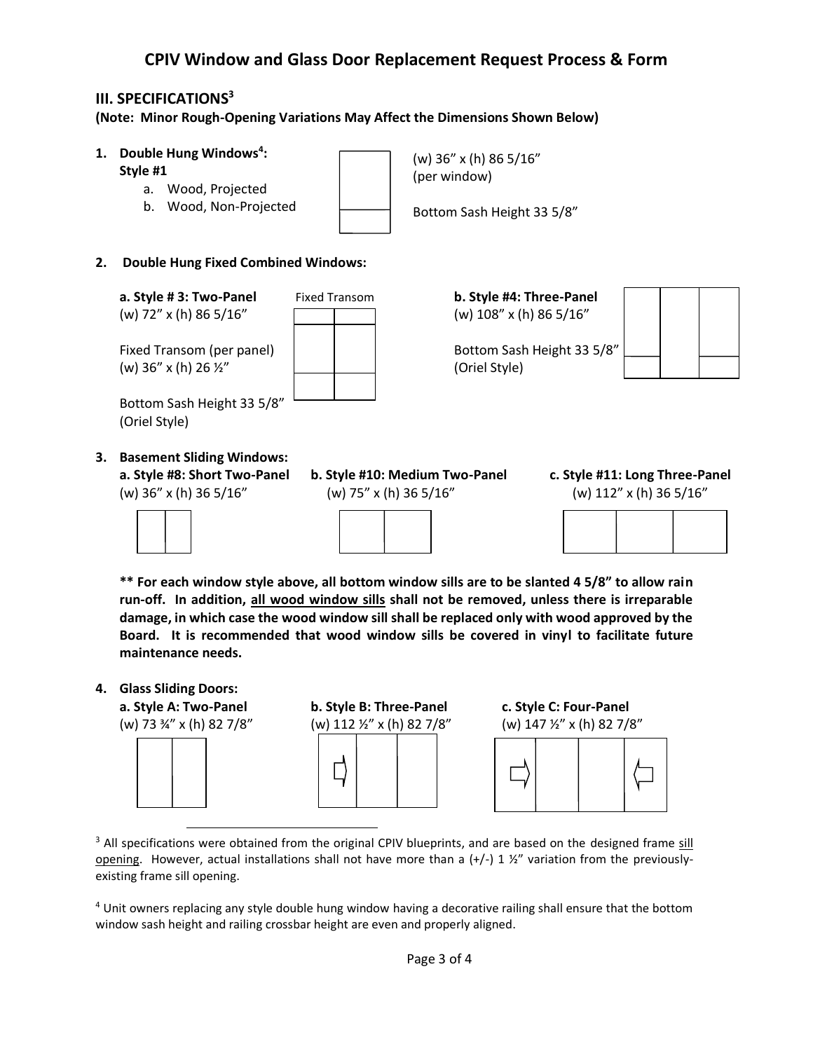# CPIV Window and Glass Door Replacement Request Process & Form

## III. SPECIFICATIONS[3]

**(Note: Minor Rough-Opening Variations May Affect the Dimensions Shown Below)**

1. **Double Hung Windows[4]: Style #1**
   a. Wood, Projected
   b. Wood, Non-Projected

   (w) 36" x (h) 86 5/16" (per window)

   Bottom Sash Height 33 5/8"

2. **Double Hung Fixed Combined Windows:**

   **a. Style # 3: Two-Panel**
   (w) 72" x (h) 86 5/16"

   Fixed Transom

   Fixed Transom (per panel)
   (w) 36" x (h) 26 ½"

   Bottom Sash Height 33 5/8"
   (Oriel Style)

   **b. Style #4: Three-Panel**
   (w) 108" x (h) 86 5/16"

   Bottom Sash Height 33 5/8"
   (Oriel Style)

3. **Basement Sliding Windows:**

   **a. Style #8: Short Two-Panel**
   (w) 36" x (h) 36 5/16"

   **b. Style #10: Medium Two-Panel**
   (w) 75" x (h) 36 5/16"

   **c. Style #11: Long Three-Panel**
   (w) 112" x (h) 36 5/16"

   **\*\* For each window style above, all bottom window sills are to be slanted 4 5/8" to allow rain run-off. In addition, <u>all wood window sills</u> shall not be removed, unless there is irreparable damage, in which case the wood window sill shall be replaced only with wood approved by the Board. It is recommended that wood window sills be covered in vinyl to facilitate future maintenance needs.**

4. **Glass Sliding Doors:**

   **a. Style A: Two-Panel**
   (w) 73 ¾" x (h) 82 7/8"

   **b. Style B: Three-Panel**
   (w) 112 ½" x (h) 82 7/8"

   **c. Style C: Four-Panel**
   (w) 147 ½" x (h) 82 7/8"

---

[3] All specifications were obtained from the original CPIV blueprints, and are based on the designed frame <u>sill opening</u>. However, actual installations shall not have more than a (+/-) 1 ½" variation from the previously-existing frame sill opening.

[4] Unit owners replacing any style double hung window having a decorative railing shall ensure that the bottom window sash height and railing crossbar height are even and properly aligned.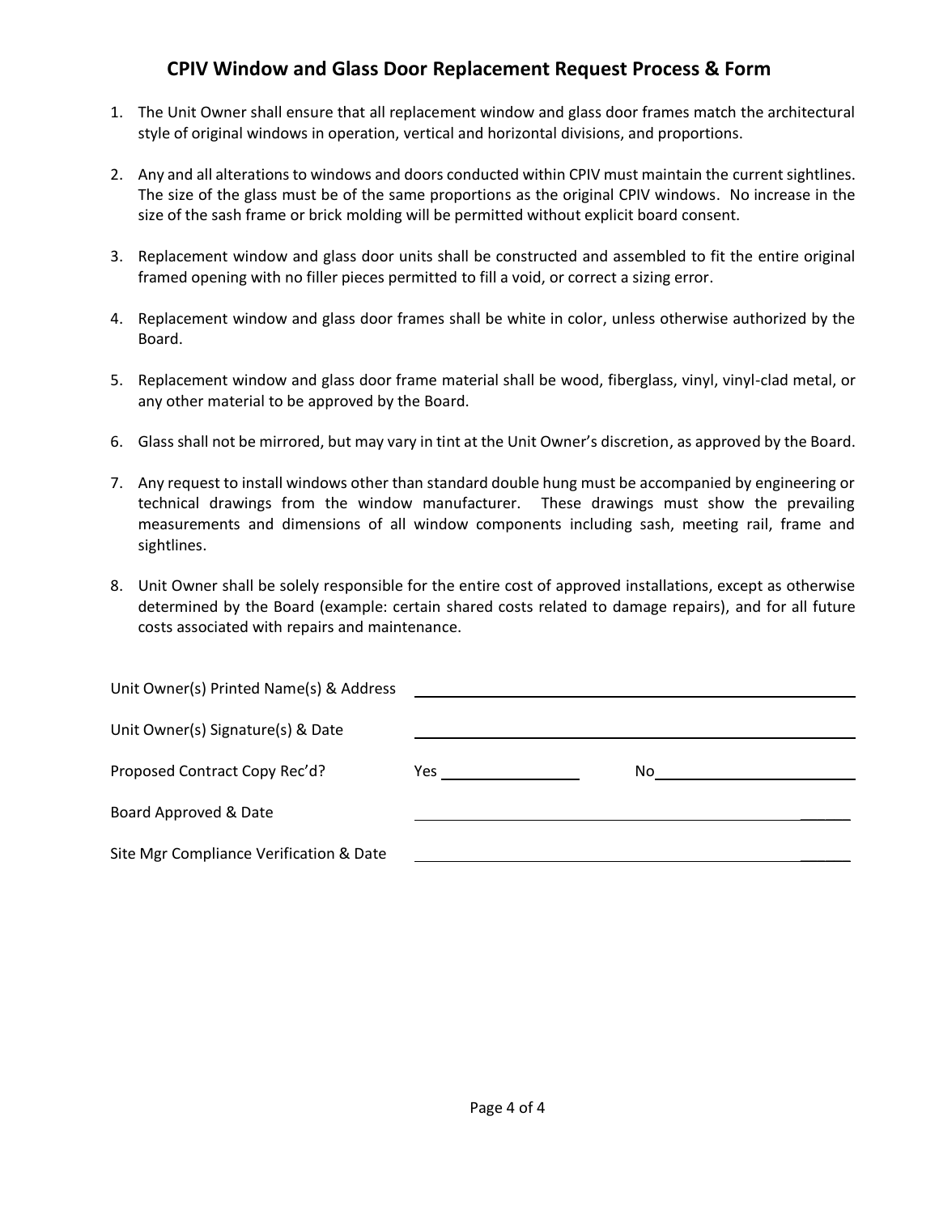# CPIV Window and Glass Door Replacement Request Process & Form

1. The Unit Owner shall ensure that all replacement window and glass door frames match the architectural style of original windows in operation, vertical and horizontal divisions, and proportions.

2. Any and all alterations to windows and doors conducted within CPIV must maintain the current sightlines. The size of the glass must be of the same proportions as the original CPIV windows. No increase in the size of the sash frame or brick molding will be permitted without explicit board consent.

3. Replacement window and glass door units shall be constructed and assembled to fit the entire original framed opening with no filler pieces permitted to fill a void, or correct a sizing error.

4. Replacement window and glass door frames shall be white in color, unless otherwise authorized by the Board.

5. Replacement window and glass door frame material shall be wood, fiberglass, vinyl, vinyl-clad metal, or any other material to be approved by the Board.

6. Glass shall not be mirrored, but may vary in tint at the Unit Owner's discretion, as approved by the Board.

7. Any request to install windows other than standard double hung must be accompanied by engineering or technical drawings from the window manufacturer. These drawings must show the prevailing measurements and dimensions of all window components including sash, meeting rail, frame and sightlines.

8. Unit Owner shall be solely responsible for the entire cost of approved installations, except as otherwise determined by the Board (example: certain shared costs related to damage repairs), and for all future costs associated with repairs and maintenance.

Unit Owner(s) Printed Name(s) & Address ______________________________

Unit Owner(s) Signature(s) & Date ______________________________

Proposed Contract Copy Rec'd? Yes ____________ No ____________

Board Approved & Date ______________________________

Site Mgr Compliance Verification & Date ______________________________